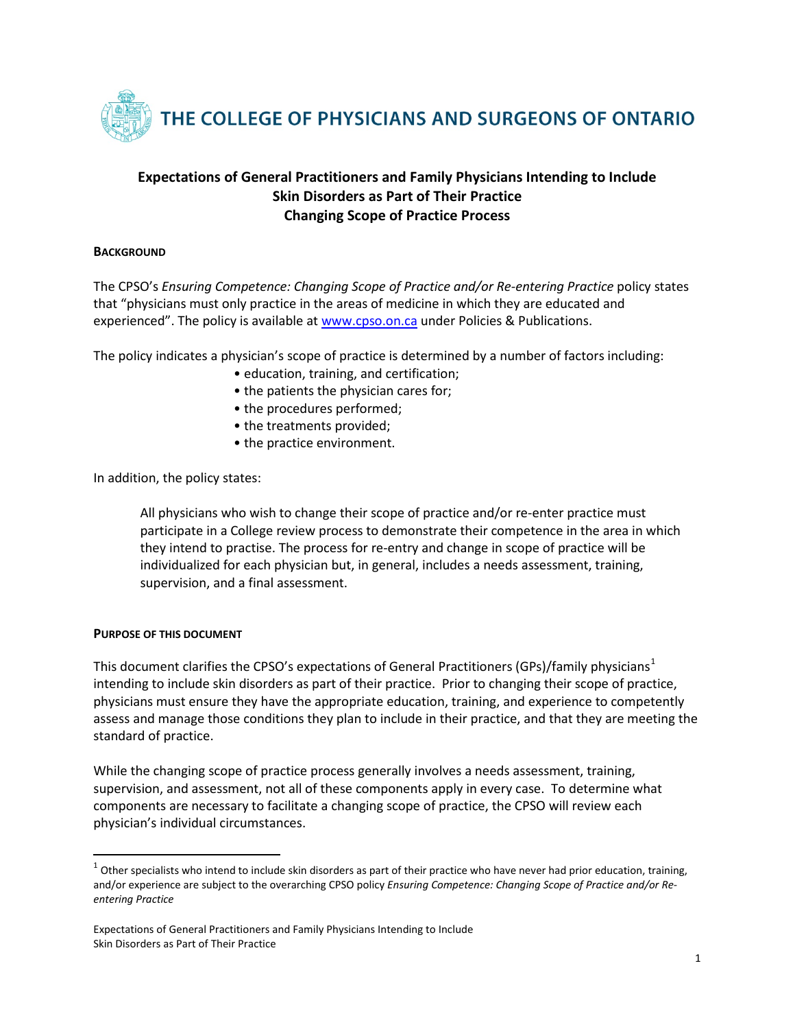# THE COLLEGE OF PHYSICIANS AND SURGEONS OF ONTARIO

## Expectations of General Practitioners and Family Physicians Intending to Include Skin Disorders as Part of Their Practice
## Changing Scope of Practice Process

### BACKGROUND

The CPSO's *Ensuring Competence: Changing Scope of Practice and/or Re-entering Practice* policy states that "physicians must only practice in the areas of medicine in which they are educated and experienced". The policy is available at www.cpso.on.ca under Policies & Publications.

The policy indicates a physician's scope of practice is determined by a number of factors including:

- education, training, and certification;
- the patients the physician cares for;
- the procedures performed;
- the treatments provided;
- the practice environment.

In addition, the policy states:

> All physicians who wish to change their scope of practice and/or re-enter practice must participate in a College review process to demonstrate their competence in the area in which they intend to practise. The process for re-entry and change in scope of practice will be individualized for each physician but, in general, includes a needs assessment, training, supervision, and a final assessment.

### PURPOSE OF THIS DOCUMENT

This document clarifies the CPSO's expectations of General Practitioners (GPs)/family physicians[1] intending to include skin disorders as part of their practice. Prior to changing their scope of practice, physicians must ensure they have the appropriate education, training, and experience to competently assess and manage those conditions they plan to include in their practice, and that they are meeting the standard of practice.

While the changing scope of practice process generally involves a needs assessment, training, supervision, and assessment, not all of these components apply in every case. To determine what components are necessary to facilitate a changing scope of practice, the CPSO will review each physician's individual circumstances.

[1] Other specialists who intend to include skin disorders as part of their practice who have never had prior education, training, and/or experience are subject to the overarching CPSO policy *Ensuring Competence: Changing Scope of Practice and/or Re-entering Practice*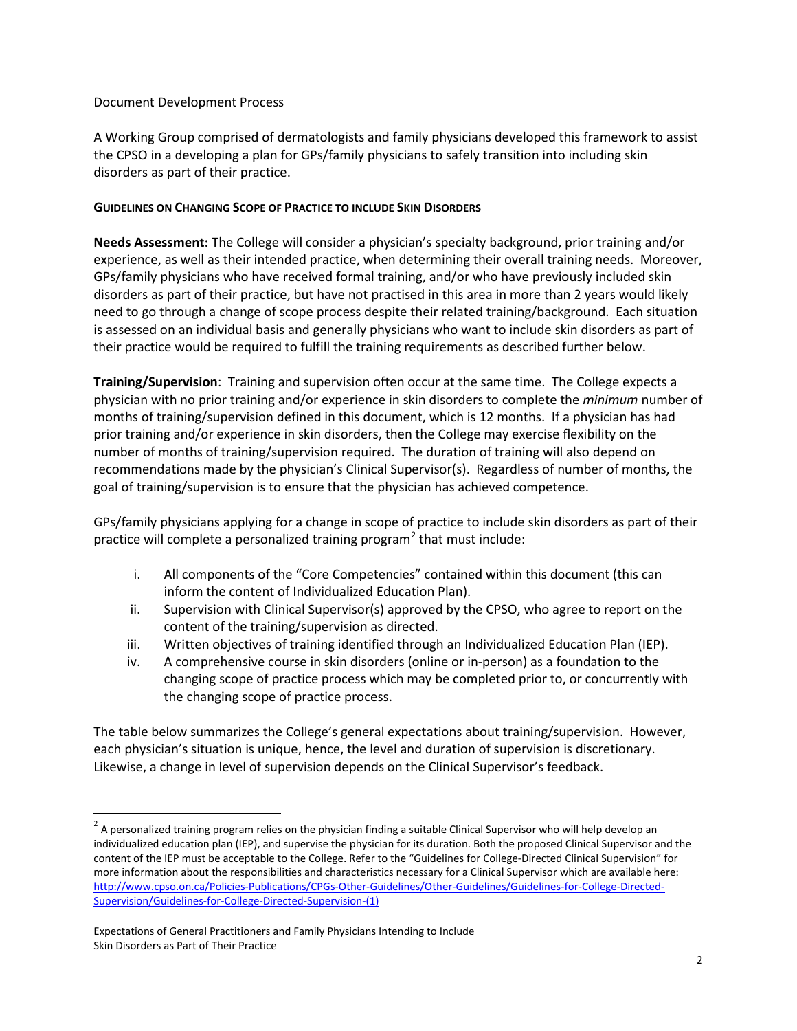Document Development Process

A Working Group comprised of dermatologists and family physicians developed this framework to assist the CPSO in a developing a plan for GPs/family physicians to safely transition into including skin disorders as part of their practice.

**GUIDELINES ON CHANGING SCOPE OF PRACTICE TO INCLUDE SKIN DISORDERS**

**Needs Assessment:** The College will consider a physician's specialty background, prior training and/or experience, as well as their intended practice, when determining their overall training needs. Moreover, GPs/family physicians who have received formal training, and/or who have previously included skin disorders as part of their practice, but have not practised in this area in more than 2 years would likely need to go through a change of scope process despite their related training/background. Each situation is assessed on an individual basis and generally physicians who want to include skin disorders as part of their practice would be required to fulfill the training requirements as described further below.

**Training/Supervision**: Training and supervision often occur at the same time. The College expects a physician with no prior training and/or experience in skin disorders to complete the *minimum* number of months of training/supervision defined in this document, which is 12 months. If a physician has had prior training and/or experience in skin disorders, then the College may exercise flexibility on the number of months of training/supervision required. The duration of training will also depend on recommendations made by the physician's Clinical Supervisor(s). Regardless of number of months, the goal of training/supervision is to ensure that the physician has achieved competence.

GPs/family physicians applying for a change in scope of practice to include skin disorders as part of their practice will complete a personalized training program[2] that must include:

i. All components of the "Core Competencies" contained within this document (this can inform the content of Individualized Education Plan).
ii. Supervision with Clinical Supervisor(s) approved by the CPSO, who agree to report on the content of the training/supervision as directed.
iii. Written objectives of training identified through an Individualized Education Plan (IEP).
iv. A comprehensive course in skin disorders (online or in-person) as a foundation to the changing scope of practice process which may be completed prior to, or concurrently with the changing scope of practice process.

The table below summarizes the College's general expectations about training/supervision. However, each physician's situation is unique, hence, the level and duration of supervision is discretionary. Likewise, a change in level of supervision depends on the Clinical Supervisor's feedback.

[2] A personalized training program relies on the physician finding a suitable Clinical Supervisor who will help develop an individualized education plan (IEP), and supervise the physician for its duration. Both the proposed Clinical Supervisor and the content of the IEP must be acceptable to the College. Refer to the "Guidelines for College-Directed Clinical Supervision" for more information about the responsibilities and characteristics necessary for a Clinical Supervisor which are available here: http://www.cpso.on.ca/Policies-Publications/CPGs-Other-Guidelines/Other-Guidelines/Guidelines-for-College-Directed-Supervision/Guidelines-for-College-Directed-Supervision-(1)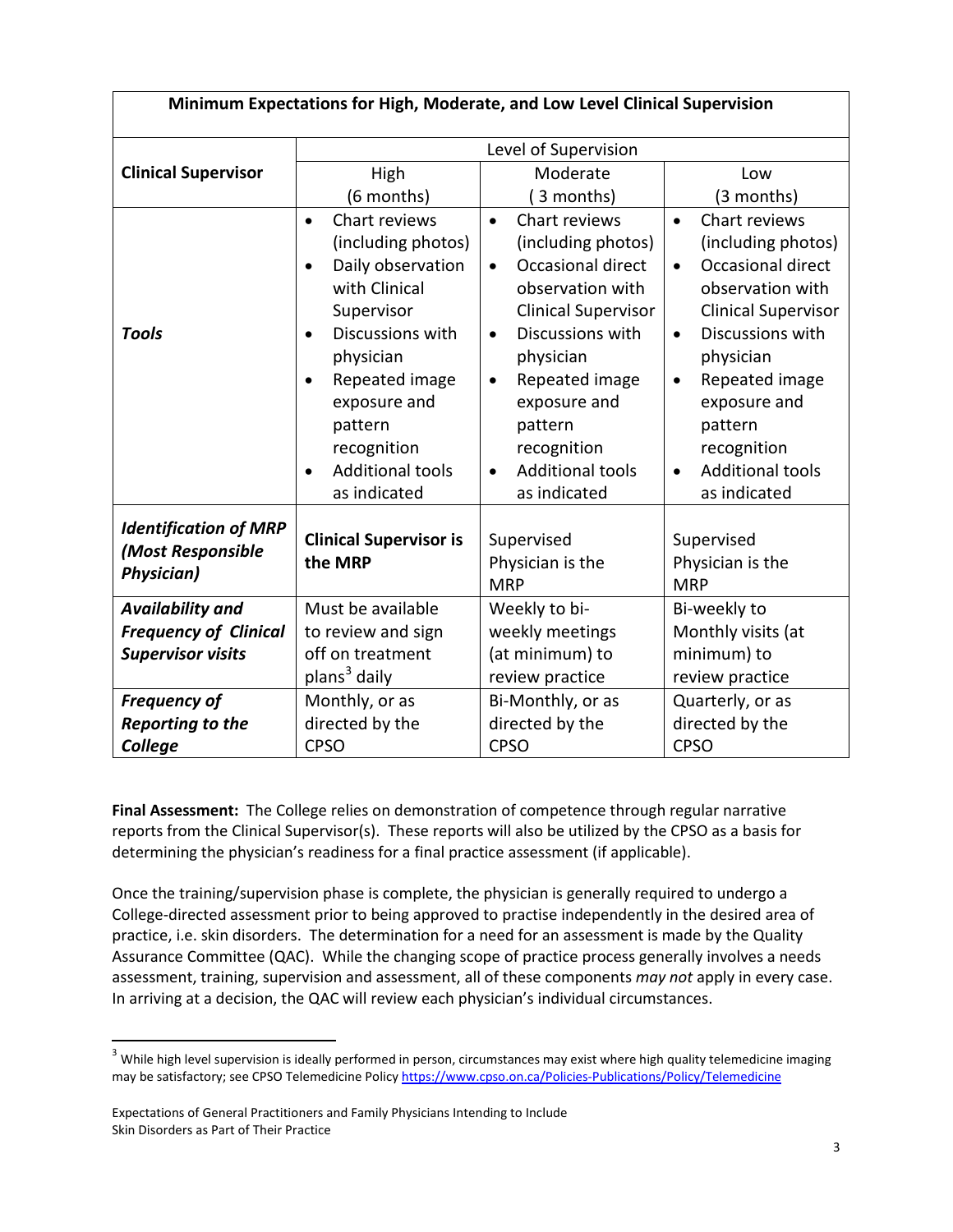| Minimum Expectations for High, Moderate, and Low Level Clinical Supervision | | | |
|---|---|---|---|
| **Clinical Supervisor** | Level of Supervision | | |
| | High (6 months) | Moderate ( 3 months) | Low (3 months) |
| ***Tools*** | • Chart reviews (including photos)<br>• Daily observation with Clinical Supervisor<br>• Discussions with physician<br>• Repeated image exposure and pattern recognition<br>• Additional tools as indicated | • Chart reviews (including photos)<br>• Occasional direct observation with Clinical Supervisor<br>• Discussions with physician<br>• Repeated image exposure and pattern recognition<br>• Additional tools as indicated | • Chart reviews (including photos)<br>• Occasional direct observation with Clinical Supervisor<br>• Discussions with physician<br>• Repeated image exposure and pattern recognition<br>• Additional tools as indicated |
| ***Identification of MRP (Most Responsible Physician)*** | **Clinical Supervisor is the MRP** | Supervised Physician is the MRP | Supervised Physician is the MRP |
| ***Availability and Frequency of Clinical Supervisor visits*** | Must be available to review and sign off on treatment plans[3] daily | Weekly to bi-weekly meetings (at minimum) to review practice | Bi-weekly to Monthly visits (at minimum) to review practice |
| ***Frequency of Reporting to the College*** | Monthly, or as directed by the CPSO | Bi-Monthly, or as directed by the CPSO | Quarterly, or as directed by the CPSO |

**Final Assessment:** The College relies on demonstration of competence through regular narrative reports from the Clinical Supervisor(s). These reports will also be utilized by the CPSO as a basis for determining the physician's readiness for a final practice assessment (if applicable).

Once the training/supervision phase is complete, the physician is generally required to undergo a College-directed assessment prior to being approved to practise independently in the desired area of practice, i.e. skin disorders. The determination for a need for an assessment is made by the Quality Assurance Committee (QAC). While the changing scope of practice process generally involves a needs assessment, training, supervision and assessment, all of these components *may not* apply in every case. In arriving at a decision, the QAC will review each physician's individual circumstances.

[3] While high level supervision is ideally performed in person, circumstances may exist where high quality telemedicine imaging may be satisfactory; see CPSO Telemedicine Policy https://www.cpso.on.ca/Policies-Publications/Policy/Telemedicine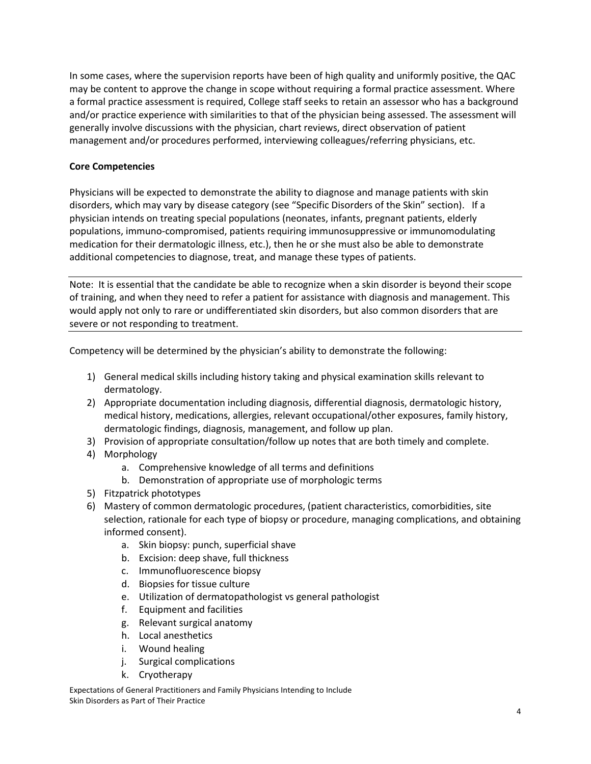In some cases, where the supervision reports have been of high quality and uniformly positive, the QAC may be content to approve the change in scope without requiring a formal practice assessment. Where a formal practice assessment is required, College staff seeks to retain an assessor who has a background and/or practice experience with similarities to that of the physician being assessed. The assessment will generally involve discussions with the physician, chart reviews, direct observation of patient management and/or procedures performed, interviewing colleagues/referring physicians, etc.

**Core Competencies**

Physicians will be expected to demonstrate the ability to diagnose and manage patients with skin disorders, which may vary by disease category (see "Specific Disorders of the Skin" section). If a physician intends on treating special populations (neonates, infants, pregnant patients, elderly populations, immuno-compromised, patients requiring immunosuppressive or immunomodulating medication for their dermatologic illness, etc.), then he or she must also be able to demonstrate additional competencies to diagnose, treat, and manage these types of patients.

Note: It is essential that the candidate be able to recognize when a skin disorder is beyond their scope of training, and when they need to refer a patient for assistance with diagnosis and management. This would apply not only to rare or undifferentiated skin disorders, but also common disorders that are severe or not responding to treatment.

Competency will be determined by the physician's ability to demonstrate the following:

1) General medical skills including history taking and physical examination skills relevant to dermatology.
2) Appropriate documentation including diagnosis, differential diagnosis, dermatologic history, medical history, medications, allergies, relevant occupational/other exposures, family history, dermatologic findings, diagnosis, management, and follow up plan.
3) Provision of appropriate consultation/follow up notes that are both timely and complete.
4) Morphology
    a. Comprehensive knowledge of all terms and definitions
    b. Demonstration of appropriate use of morphologic terms
5) Fitzpatrick phototypes
6) Mastery of common dermatologic procedures, (patient characteristics, comorbidities, site selection, rationale for each type of biopsy or procedure, managing complications, and obtaining informed consent).
    a. Skin biopsy: punch, superficial shave
    b. Excision: deep shave, full thickness
    c. Immunofluorescence biopsy
    d. Biopsies for tissue culture
    e. Utilization of dermatopathologist vs general pathologist
    f. Equipment and facilities
    g. Relevant surgical anatomy
    h. Local anesthetics
    i. Wound healing
    j. Surgical complications
    k. Cryotherapy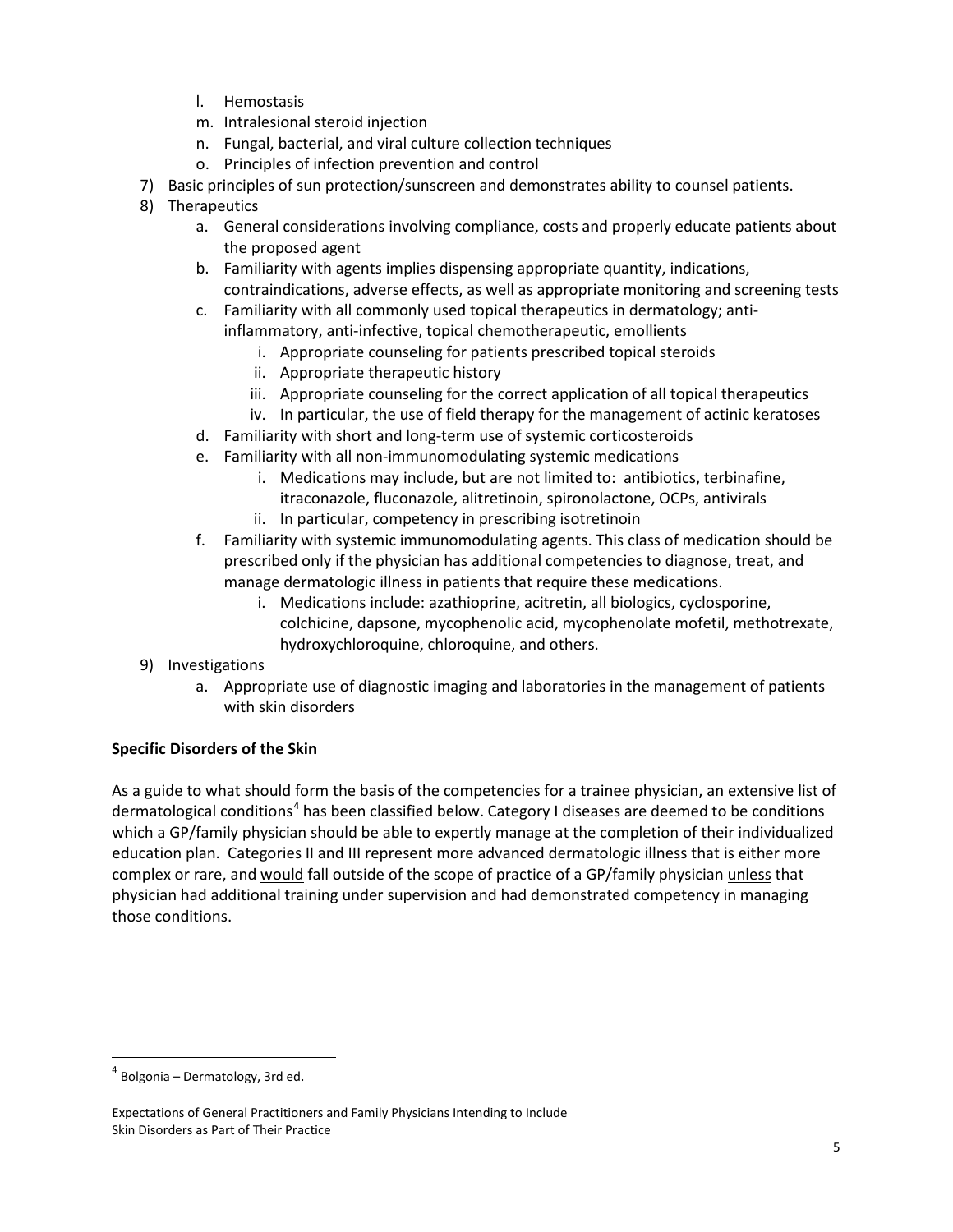l. Hemostasis
   m. Intralesional steroid injection
   n. Fungal, bacterial, and viral culture collection techniques
   o. Principles of infection prevention and control
7) Basic principles of sun protection/sunscreen and demonstrates ability to counsel patients.
8) Therapeutics
   a. General considerations involving compliance, costs and properly educate patients about the proposed agent
   b. Familiarity with agents implies dispensing appropriate quantity, indications, contraindications, adverse effects, as well as appropriate monitoring and screening tests
   c. Familiarity with all commonly used topical therapeutics in dermatology; anti-inflammatory, anti-infective, topical chemotherapeutic, emollients
      i. Appropriate counseling for patients prescribed topical steroids
      ii. Appropriate therapeutic history
      iii. Appropriate counseling for the correct application of all topical therapeutics
      iv. In particular, the use of field therapy for the management of actinic keratoses
   d. Familiarity with short and long-term use of systemic corticosteroids
   e. Familiarity with all non-immunomodulating systemic medications
      i. Medications may include, but are not limited to: antibiotics, terbinafine, itraconazole, fluconazole, alitretinoin, spironolactone, OCPs, antivirals
      ii. In particular, competency in prescribing isotretinoin
   f. Familiarity with systemic immunomodulating agents. This class of medication should be prescribed only if the physician has additional competencies to diagnose, treat, and manage dermatologic illness in patients that require these medications.
      i. Medications include: azathioprine, acitretin, all biologics, cyclosporine, colchicine, dapsone, mycophenolic acid, mycophenolate mofetil, methotrexate, hydroxychloroquine, chloroquine, and others.
9) Investigations
   a. Appropriate use of diagnostic imaging and laboratories in the management of patients with skin disorders

**Specific Disorders of the Skin**

As a guide to what should form the basis of the competencies for a trainee physician, an extensive list of dermatological conditions[4] has been classified below. Category I diseases are deemed to be conditions which a GP/family physician should be able to expertly manage at the completion of their individualized education plan. Categories II and III represent more advanced dermatologic illness that is either more complex or rare, and would fall outside of the scope of practice of a GP/family physician unless that physician had additional training under supervision and had demonstrated competency in managing those conditions.

[4] Bolgonia – Dermatology, 3rd ed.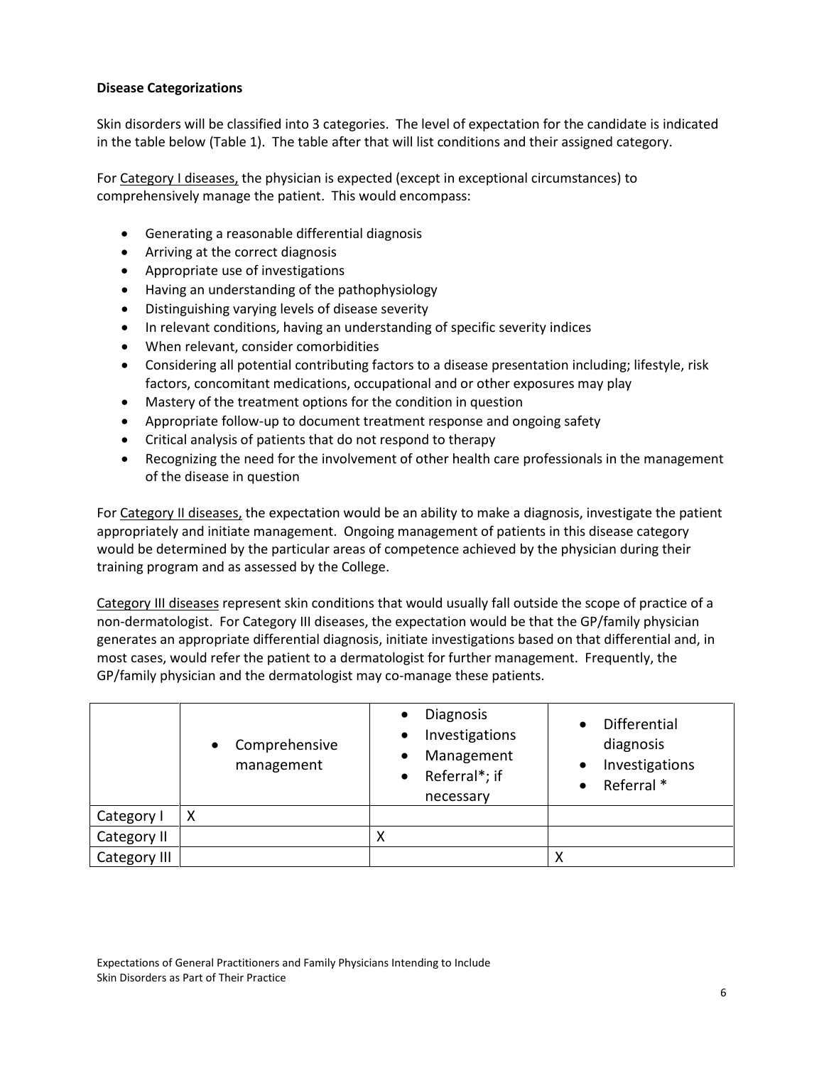**Disease Categorizations**

Skin disorders will be classified into 3 categories. The level of expectation for the candidate is indicated in the table below (Table 1). The table after that will list conditions and their assigned category.

For <u>Category I diseases,</u> the physician is expected (except in exceptional circumstances) to comprehensively manage the patient. This would encompass:

- Generating a reasonable differential diagnosis
- Arriving at the correct diagnosis
- Appropriate use of investigations
- Having an understanding of the pathophysiology
- Distinguishing varying levels of disease severity
- In relevant conditions, having an understanding of specific severity indices
- When relevant, consider comorbidities
- Considering all potential contributing factors to a disease presentation including; lifestyle, risk factors, concomitant medications, occupational and or other exposures may play
- Mastery of the treatment options for the condition in question
- Appropriate follow-up to document treatment response and ongoing safety
- Critical analysis of patients that do not respond to therapy
- Recognizing the need for the involvement of other health care professionals in the management of the disease in question

For <u>Category II diseases,</u> the expectation would be an ability to make a diagnosis, investigate the patient appropriately and initiate management. Ongoing management of patients in this disease category would be determined by the particular areas of competence achieved by the physician during their training program and as assessed by the College.

<u>Category III diseases</u> represent skin conditions that would usually fall outside the scope of practice of a non-dermatologist. For Category III diseases, the expectation would be that the GP/family physician generates an appropriate differential diagnosis, initiate investigations based on that differential and, in most cases, would refer the patient to a dermatologist for further management. Frequently, the GP/family physician and the dermatologist may co-manage these patients.

| | • Comprehensive management | • Diagnosis<br>• Investigations<br>• Management<br>• Referral*; if necessary | • Differential diagnosis<br>• Investigations<br>• Referral * |
|---|---|---|---|
| Category I | X | | |
| Category II | | X | |
| Category III | | | X |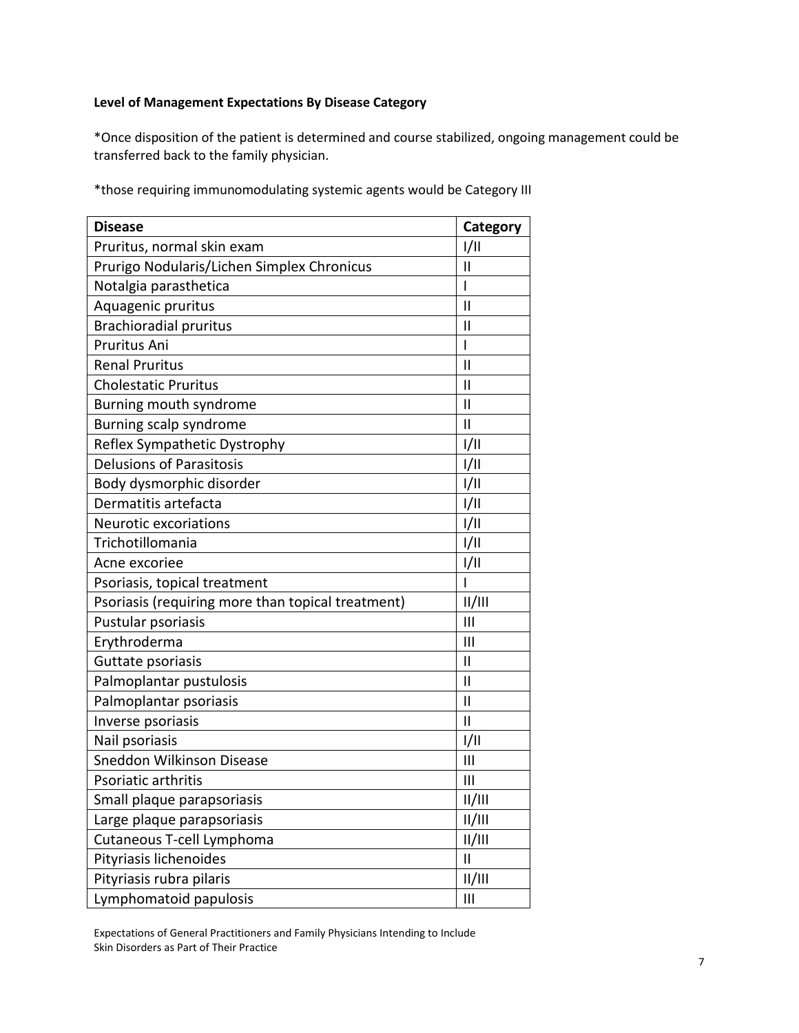**Level of Management Expectations By Disease Category**

*Once disposition of the patient is determined and course stabilized, ongoing management could be transferred back to the family physician.

*those requiring immunomodulating systemic agents would be Category III

| Disease | Category |
|---|---|
| Pruritus, normal skin exam | I/II |
| Prurigo Nodularis/Lichen Simplex Chronicus | II |
| Notalgia parasthetica | I |
| Aquagenic pruritus | II |
| Brachioradial pruritus | II |
| Pruritus Ani | I |
| Renal Pruritus | II |
| Cholestatic Pruritus | II |
| Burning mouth syndrome | II |
| Burning scalp syndrome | II |
| Reflex Sympathetic Dystrophy | I/II |
| Delusions of Parasitosis | I/II |
| Body dysmorphic disorder | I/II |
| Dermatitis artefacta | I/II |
| Neurotic excoriations | I/II |
| Trichotillomania | I/II |
| Acne excoriee | I/II |
| Psoriasis, topical treatment | I |
| Psoriasis (requiring more than topical treatment) | II/III |
| Pustular psoriasis | III |
| Erythroderma | III |
| Guttate psoriasis | II |
| Palmoplantar pustulosis | II |
| Palmoplantar psoriasis | II |
| Inverse psoriasis | II |
| Nail psoriasis | I/II |
| Sneddon Wilkinson Disease | III |
| Psoriatic arthritis | III |
| Small plaque parapsoriasis | II/III |
| Large plaque parapsoriasis | II/III |
| Cutaneous T-cell Lymphoma | II/III |
| Pityriasis lichenoides | II |
| Pityriasis rubra pilaris | II/III |
| Lymphomatoid papulosis | III |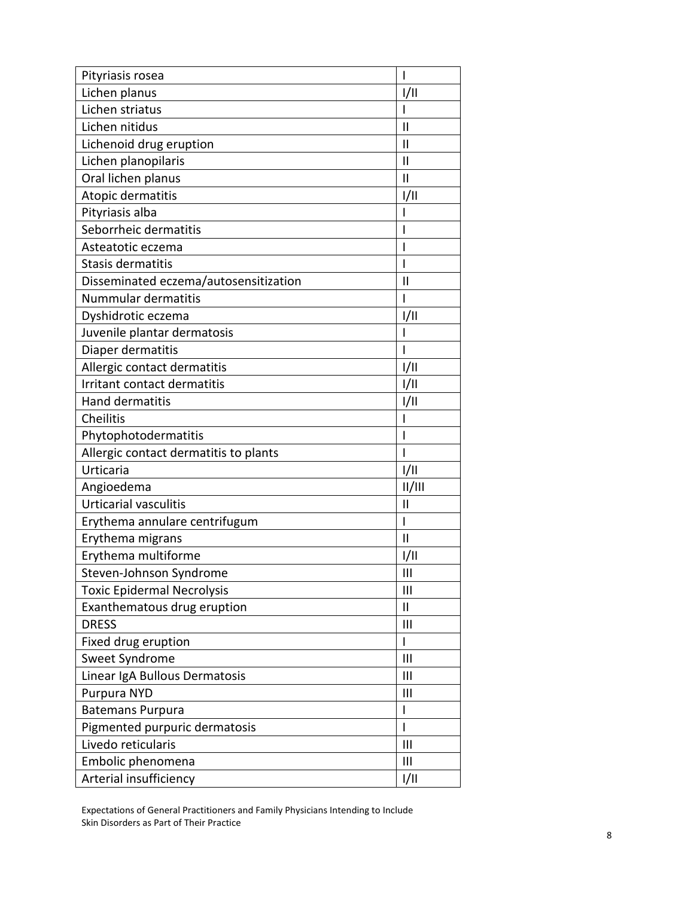| Pityriasis rosea | I |
|---|---|
| Lichen planus | I/II |
| Lichen striatus | I |
| Lichen nitidus | II |
| Lichenoid drug eruption | II |
| Lichen planopilaris | II |
| Oral lichen planus | II |
| Atopic dermatitis | I/II |
| Pityriasis alba | I |
| Seborrheic dermatitis | I |
| Asteatotic eczema | I |
| Stasis dermatitis | I |
| Disseminated eczema/autosensitization | II |
| Nummular dermatitis | I |
| Dyshidrotic eczema | I/II |
| Juvenile plantar dermatosis | I |
| Diaper dermatitis | I |
| Allergic contact dermatitis | I/II |
| Irritant contact dermatitis | I/II |
| Hand dermatitis | I/II |
| Cheilitis | I |
| Phytophotodermatitis | I |
| Allergic contact dermatitis to plants | I |
| Urticaria | I/II |
| Angioedema | II/III |
| Urticarial vasculitis | II |
| Erythema annulare centrifugum | I |
| Erythema migrans | II |
| Erythema multiforme | I/II |
| Steven-Johnson Syndrome | III |
| Toxic Epidermal Necrolysis | III |
| Exanthematous drug eruption | II |
| DRESS | III |
| Fixed drug eruption | I |
| Sweet Syndrome | III |
| Linear IgA Bullous Dermatosis | III |
| Purpura NYD | III |
| Batemans Purpura | I |
| Pigmented purpuric dermatosis | I |
| Livedo reticularis | III |
| Embolic phenomena | III |
| Arterial insufficiency | I/II |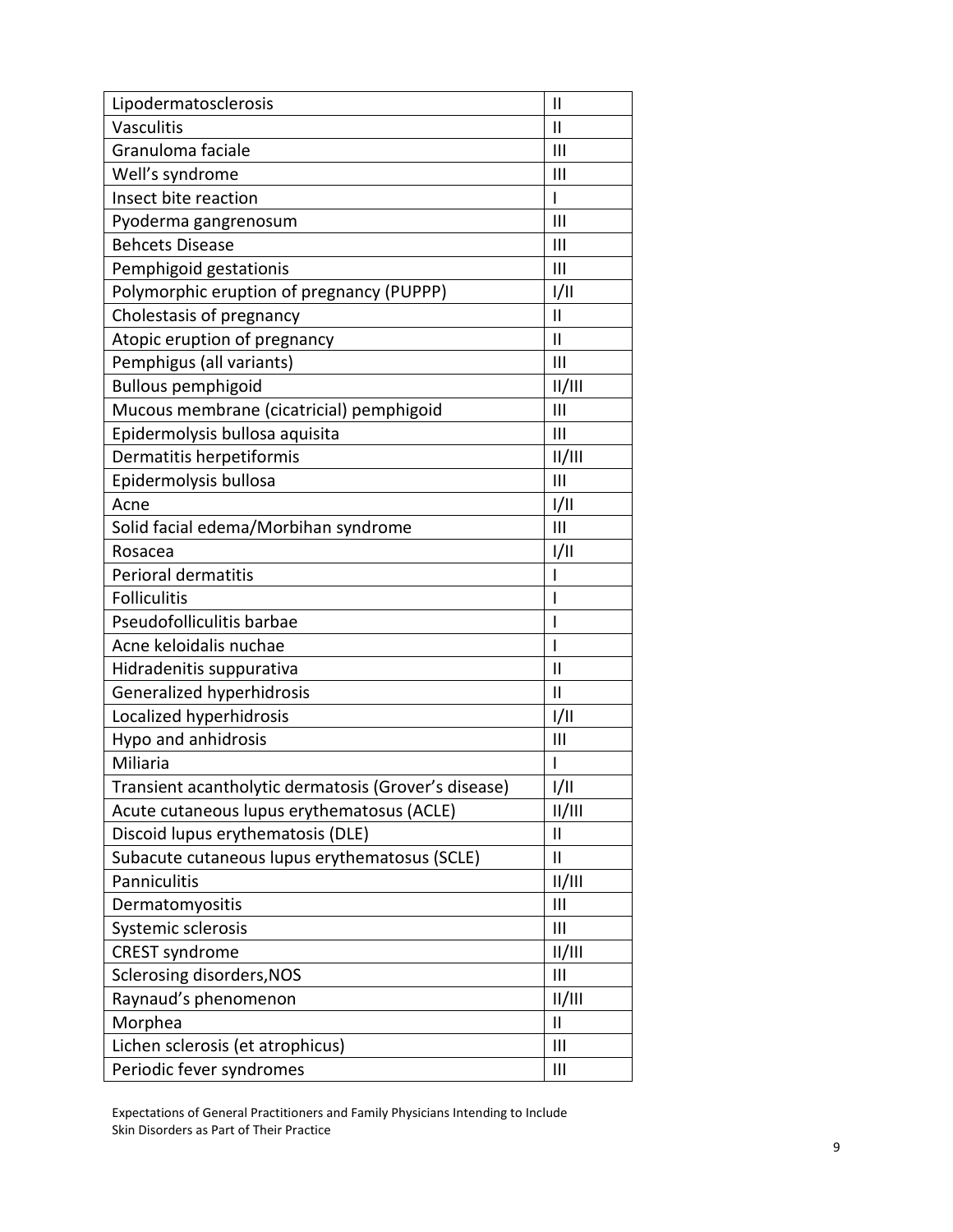| Lipodermatosclerosis | II |
|---|---|
| Vasculitis | II |
| Granuloma faciale | III |
| Well's syndrome | III |
| Insect bite reaction | I |
| Pyoderma gangrenosum | III |
| Behcets Disease | III |
| Pemphigoid gestationis | III |
| Polymorphic eruption of pregnancy (PUPPP) | I/II |
| Cholestasis of pregnancy | II |
| Atopic eruption of pregnancy | II |
| Pemphigus (all variants) | III |
| Bullous pemphigoid | II/III |
| Mucous membrane (cicatricial) pemphigoid | III |
| Epidermolysis bullosa aquisita | III |
| Dermatitis herpetiformis | II/III |
| Epidermolysis bullosa | III |
| Acne | I/II |
| Solid facial edema/Morbihan syndrome | III |
| Rosacea | I/II |
| Perioral dermatitis | I |
| Folliculitis | I |
| Pseudofolliculitis barbae | I |
| Acne keloidalis nuchae | I |
| Hidradenitis suppurativa | II |
| Generalized hyperhidrosis | II |
| Localized hyperhidrosis | I/II |
| Hypo and anhidrosis | III |
| Miliaria | I |
| Transient acantholytic dermatosis (Grover's disease) | I/II |
| Acute cutaneous lupus erythematosus (ACLE) | II/III |
| Discoid lupus erythematosis (DLE) | II |
| Subacute cutaneous lupus erythematosus (SCLE) | II |
| Panniculitis | II/III |
| Dermatomyositis | III |
| Systemic sclerosis | III |
| CREST syndrome | II/III |
| Sclerosing disorders,NOS | III |
| Raynaud's phenomenon | II/III |
| Morphea | II |
| Lichen sclerosis (et atrophicus) | III |
| Periodic fever syndromes | III |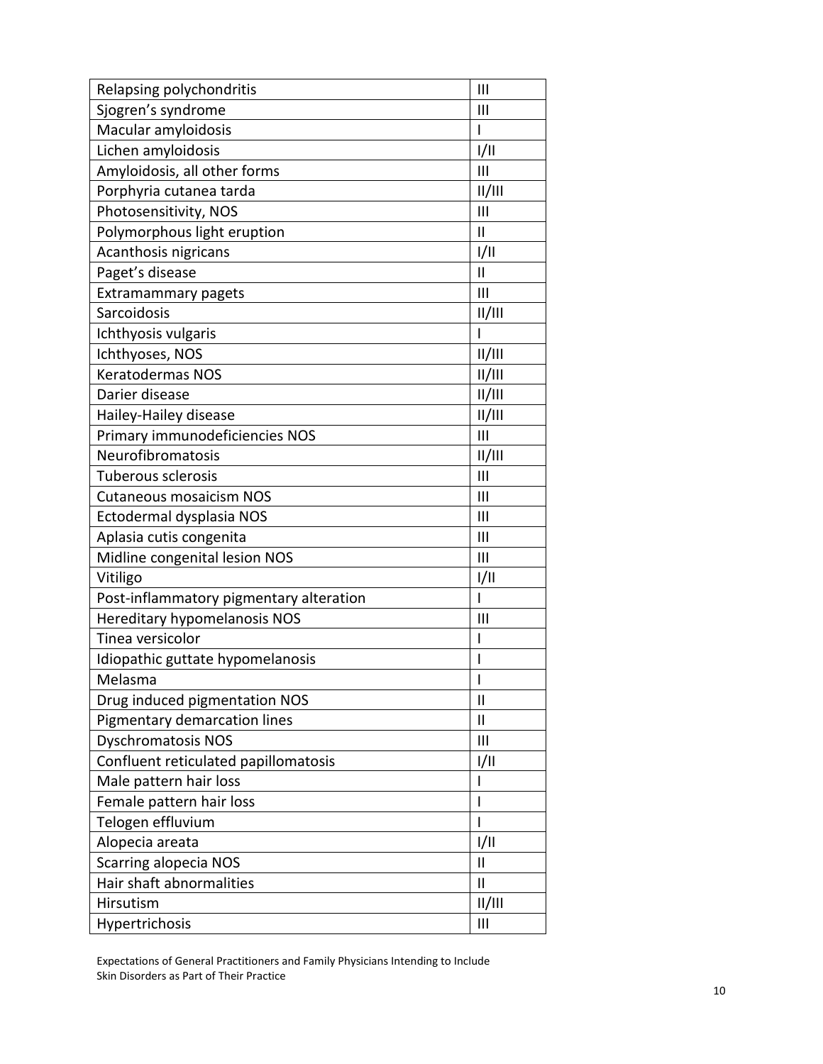| Relapsing polychondritis | III |
|---|---|
| Sjogren's syndrome | III |
| Macular amyloidosis | I |
| Lichen amyloidosis | I/II |
| Amyloidosis, all other forms | III |
| Porphyria cutanea tarda | II/III |
| Photosensitivity, NOS | III |
| Polymorphous light eruption | II |
| Acanthosis nigricans | I/II |
| Paget's disease | II |
| Extramammary pagets | III |
| Sarcoidosis | II/III |
| Ichthyosis vulgaris | I |
| Ichthyoses, NOS | II/III |
| Keratodermas NOS | II/III |
| Darier disease | II/III |
| Hailey-Hailey disease | II/III |
| Primary immunodeficiencies NOS | III |
| Neurofibromatosis | II/III |
| Tuberous sclerosis | III |
| Cutaneous mosaicism NOS | III |
| Ectodermal dysplasia NOS | III |
| Aplasia cutis congenita | III |
| Midline congenital lesion NOS | III |
| Vitiligo | I/II |
| Post-inflammatory pigmentary alteration | I |
| Hereditary hypomelanosis NOS | III |
| Tinea versicolor | I |
| Idiopathic guttate hypomelanosis | I |
| Melasma | I |
| Drug induced pigmentation NOS | II |
| Pigmentary demarcation lines | II |
| Dyschromatosis NOS | III |
| Confluent reticulated papillomatosis | I/II |
| Male pattern hair loss | I |
| Female pattern hair loss | I |
| Telogen effluvium | I |
| Alopecia areata | I/II |
| Scarring alopecia NOS | II |
| Hair shaft abnormalities | II |
| Hirsutism | II/III |
| Hypertrichosis | III |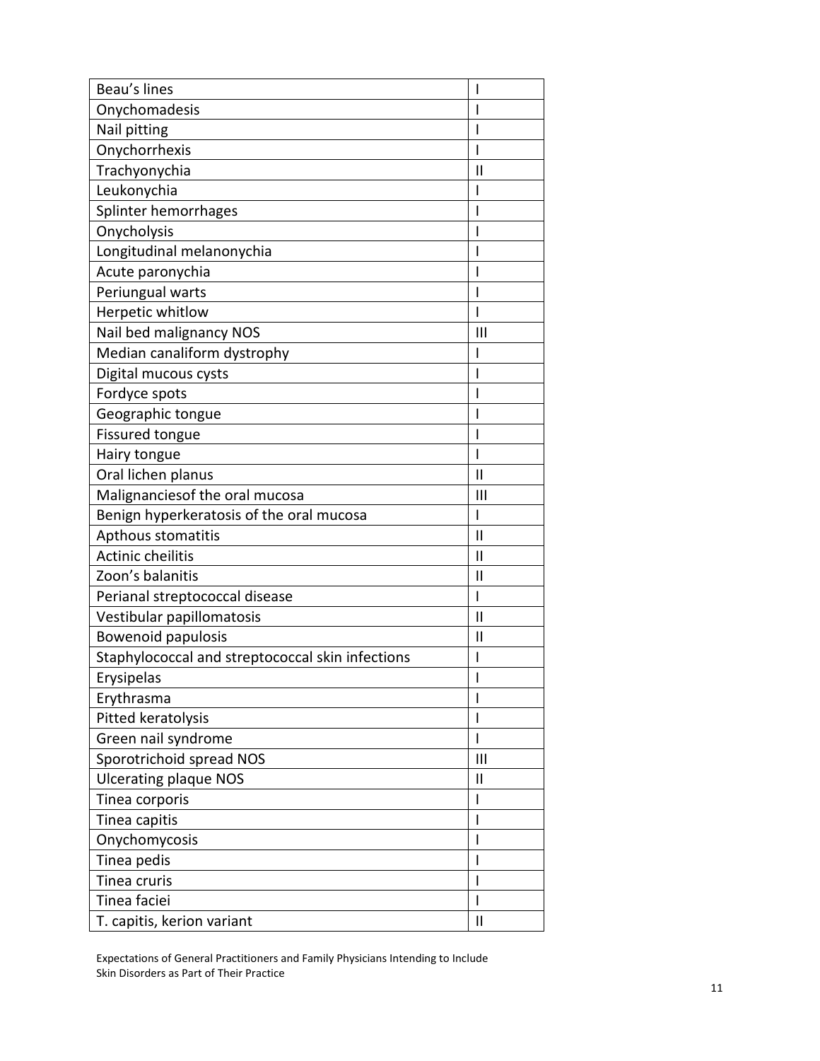| Beau's lines | I |
|---|---|
| Onychomadesis | I |
| Nail pitting | I |
| Onychorrhexis | I |
| Trachyonychia | II |
| Leukonychia | I |
| Splinter hemorrhages | I |
| Onycholysis | I |
| Longitudinal melanonychia | I |
| Acute paronychia | I |
| Periungual warts | I |
| Herpetic whitlow | I |
| Nail bed malignancy NOS | III |
| Median canaliform dystrophy | I |
| Digital mucous cysts | I |
| Fordyce spots | I |
| Geographic tongue | I |
| Fissured tongue | I |
| Hairy tongue | I |
| Oral lichen planus | II |
| Malignanciesof the oral mucosa | III |
| Benign hyperkeratosis of the oral mucosa | I |
| Apthous stomatitis | II |
| Actinic cheilitis | II |
| Zoon's balanitis | II |
| Perianal streptococcal disease | I |
| Vestibular papillomatosis | II |
| Bowenoid papulosis | II |
| Staphylococcal and streptococcal skin infections | I |
| Erysipelas | I |
| Erythrasma | I |
| Pitted keratolysis | I |
| Green nail syndrome | I |
| Sporotrichoid spread NOS | III |
| Ulcerating plaque NOS | II |
| Tinea corporis | I |
| Tinea capitis | I |
| Onychomycosis | I |
| Tinea pedis | I |
| Tinea cruris | I |
| Tinea faciei | I |
| T. capitis, kerion variant | II |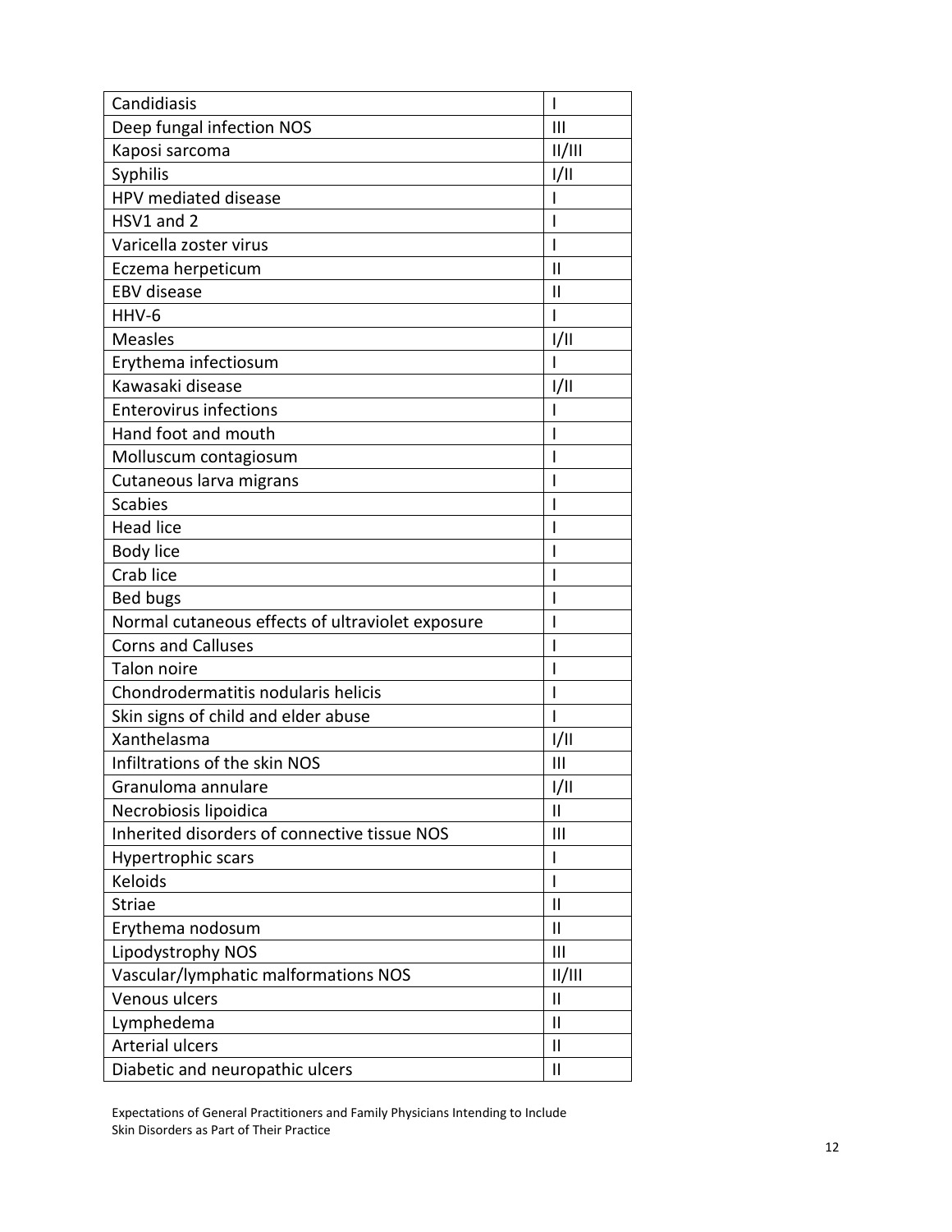| Candidiasis | I |
|---|---|
| Deep fungal infection NOS | III |
| Kaposi sarcoma | II/III |
| Syphilis | I/II |
| HPV mediated disease | I |
| HSV1 and 2 | I |
| Varicella zoster virus | I |
| Eczema herpeticum | II |
| EBV disease | II |
| HHV-6 | I |
| Measles | I/II |
| Erythema infectiosum | I |
| Kawasaki disease | I/II |
| Enterovirus infections | I |
| Hand foot and mouth | I |
| Molluscum contagiosum | I |
| Cutaneous larva migrans | I |
| Scabies | I |
| Head lice | I |
| Body lice | I |
| Crab lice | I |
| Bed bugs | I |
| Normal cutaneous effects of ultraviolet exposure | I |
| Corns and Calluses | I |
| Talon noire | I |
| Chondrodermatitis nodularis helicis | I |
| Skin signs of child and elder abuse | I |
| Xanthelasma | I/II |
| Infiltrations of the skin NOS | III |
| Granuloma annulare | I/II |
| Necrobiosis lipoidica | II |
| Inherited disorders of connective tissue NOS | III |
| Hypertrophic scars | I |
| Keloids | I |
| Striae | II |
| Erythema nodosum | II |
| Lipodystrophy NOS | III |
| Vascular/lymphatic malformations NOS | II/III |
| Venous ulcers | II |
| Lymphedema | II |
| Arterial ulcers | II |
| Diabetic and neuropathic ulcers | II |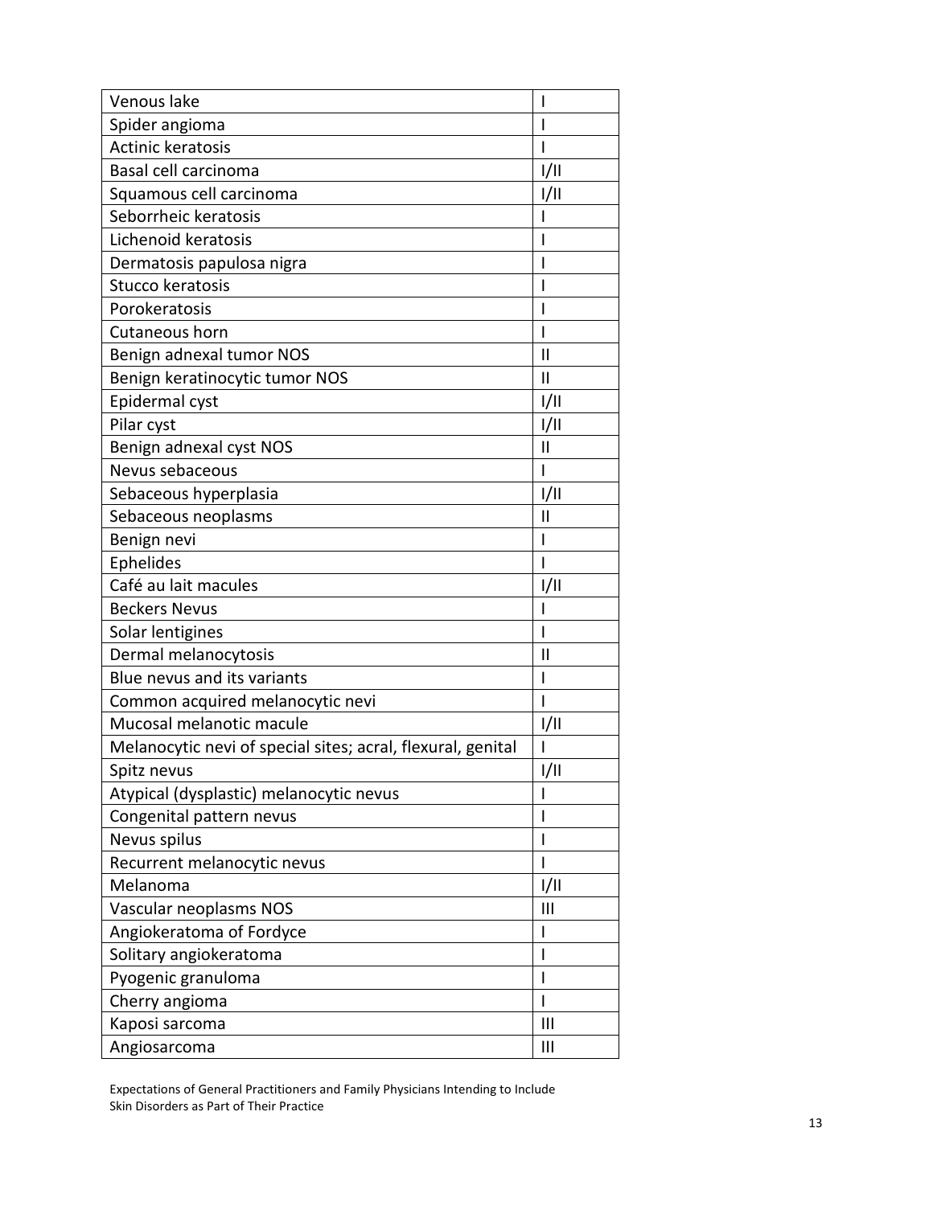| Venous lake | I |
|---|---|
| Spider angioma | I |
| Actinic keratosis | I |
| Basal cell carcinoma | I/II |
| Squamous cell carcinoma | I/II |
| Seborrheic keratosis | I |
| Lichenoid keratosis | I |
| Dermatosis papulosa nigra | I |
| Stucco keratosis | I |
| Porokeratosis | I |
| Cutaneous horn | I |
| Benign adnexal tumor NOS | II |
| Benign keratinocytic tumor NOS | II |
| Epidermal cyst | I/II |
| Pilar cyst | I/II |
| Benign adnexal cyst NOS | II |
| Nevus sebaceous | I |
| Sebaceous hyperplasia | I/II |
| Sebaceous neoplasms | II |
| Benign nevi | I |
| Ephelides | I |
| Café au lait macules | I/II |
| Beckers Nevus | I |
| Solar lentigines | I |
| Dermal melanocytosis | II |
| Blue nevus and its variants | I |
| Common acquired melanocytic nevi | I |
| Mucosal melanotic macule | I/II |
| Melanocytic nevi of special sites; acral, flexural, genital | I |
| Spitz nevus | I/II |
| Atypical (dysplastic) melanocytic nevus | I |
| Congenital pattern nevus | I |
| Nevus spilus | I |
| Recurrent melanocytic nevus | I |
| Melanoma | I/II |
| Vascular neoplasms NOS | III |
| Angiokeratoma of Fordyce | I |
| Solitary angiokeratoma | I |
| Pyogenic granuloma | I |
| Cherry angioma | I |
| Kaposi sarcoma | III |
| Angiosarcoma | III |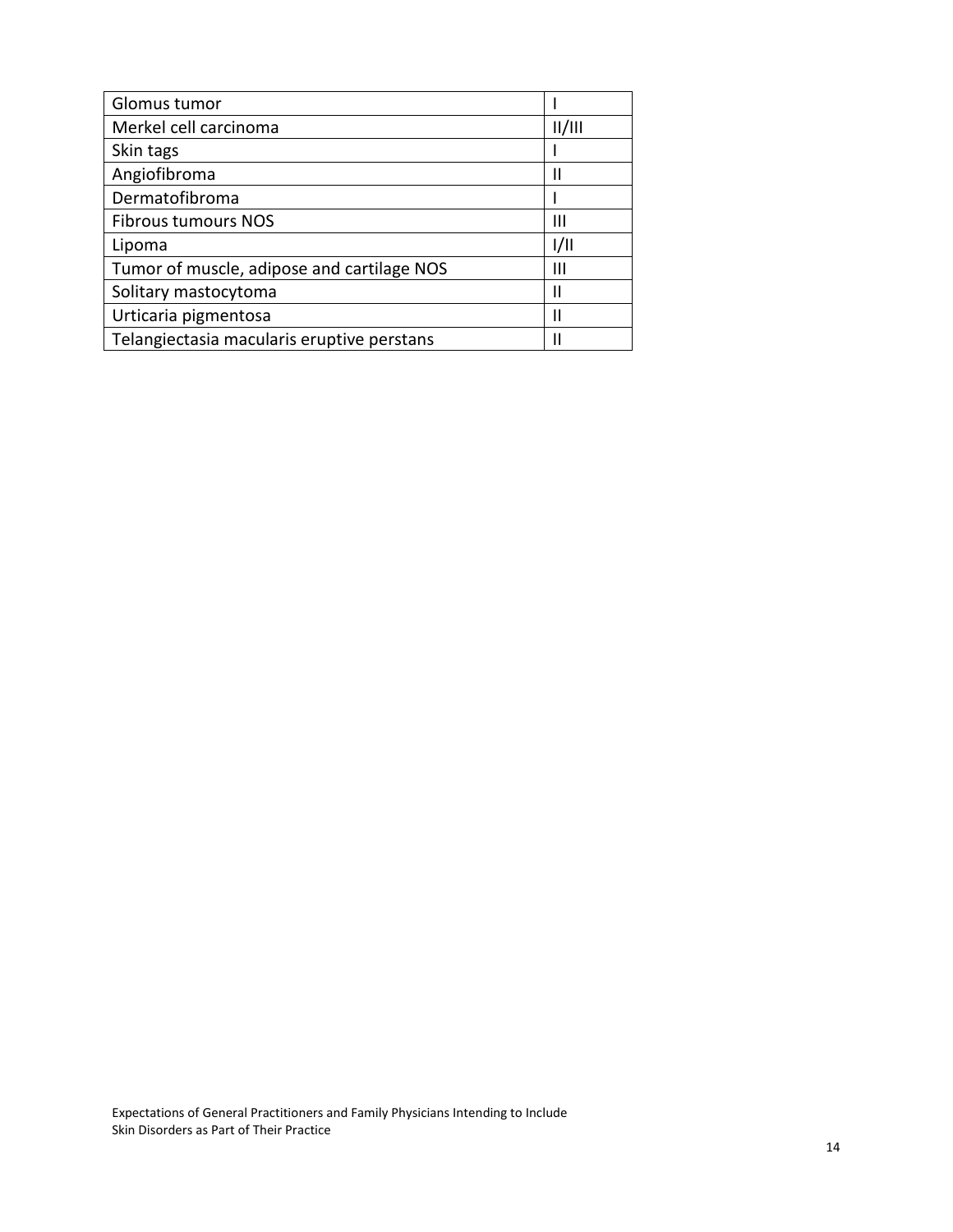| | |
|---|---|
| Glomus tumor | I |
| Merkel cell carcinoma | II/III |
| Skin tags | I |
| Angiofibroma | II |
| Dermatofibroma | I |
| Fibrous tumours NOS | III |
| Lipoma | I/II |
| Tumor of muscle, adipose and cartilage NOS | III |
| Solitary mastocytoma | II |
| Urticaria pigmentosa | II |
| Telangiectasia macularis eruptive perstans | II |